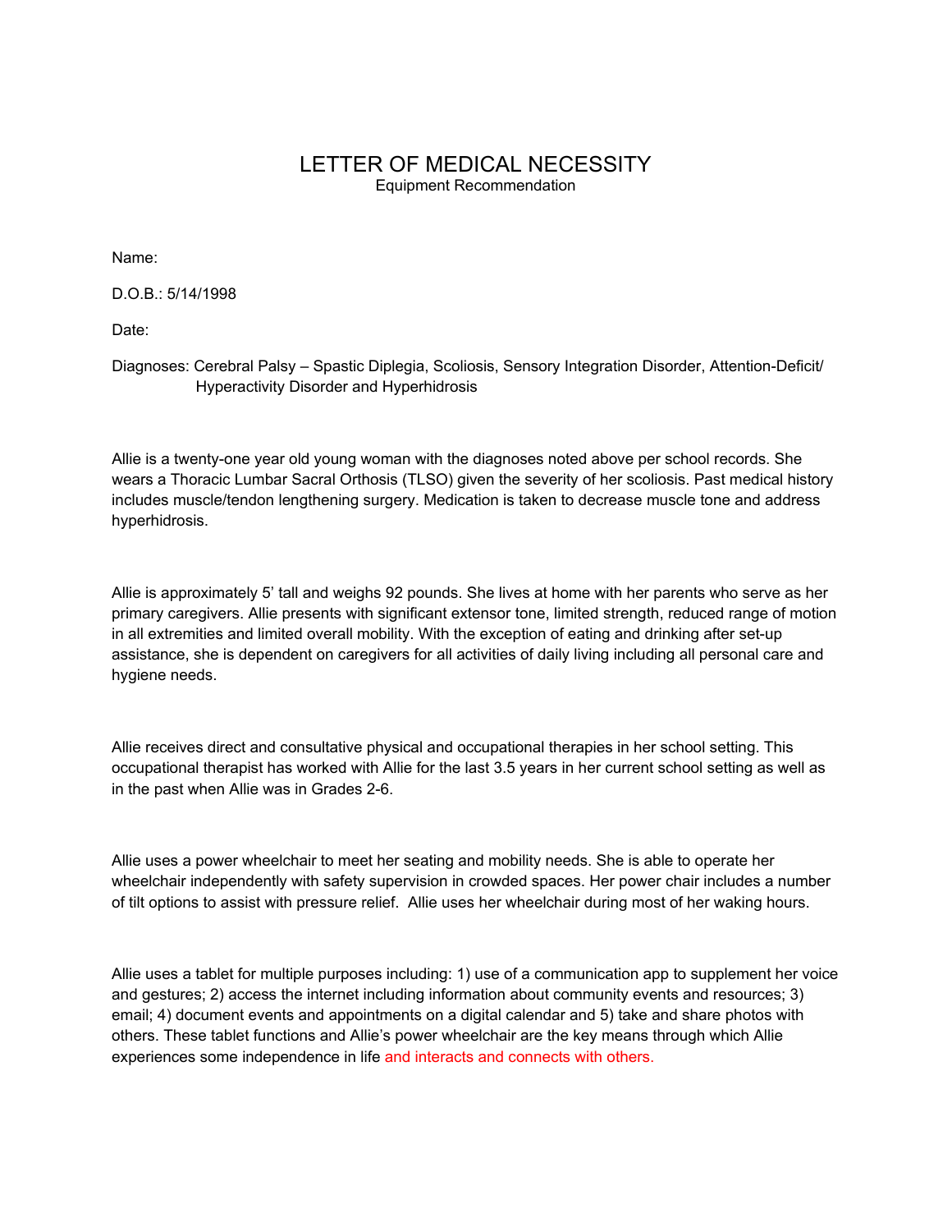# LETTER OF MEDICAL NECESSITY

Equipment Recommendation

Name:

D.O.B.: 5/14/1998

Date:

Diagnoses: Cerebral Palsy – Spastic Diplegia, Scoliosis, Sensory Integration Disorder, Attention-Deficit/ Hyperactivity Disorder and Hyperhidrosis

Allie is a twenty-one year old young woman with the diagnoses noted above per school records. She wears a Thoracic Lumbar Sacral Orthosis (TLSO) given the severity of her scoliosis. Past medical history includes muscle/tendon lengthening surgery. Medication is taken to decrease muscle tone and address hyperhidrosis.

Allie is approximately 5' tall and weighs 92 pounds. She lives at home with her parents who serve as her primary caregivers. Allie presents with significant extensor tone, limited strength, reduced range of motion in all extremities and limited overall mobility. With the exception of eating and drinking after set-up assistance, she is dependent on caregivers for all activities of daily living including all personal care and hygiene needs.

Allie receives direct and consultative physical and occupational therapies in her school setting. This occupational therapist has worked with Allie for the last 3.5 years in her current school setting as well as in the past when Allie was in Grades 2-6.

Allie uses a power wheelchair to meet her seating and mobility needs. She is able to operate her wheelchair independently with safety supervision in crowded spaces. Her power chair includes a number of tilt options to assist with pressure relief. Allie uses her wheelchair during most of her waking hours.

Allie uses a tablet for multiple purposes including: 1) use of a communication app to supplement her voice and gestures; 2) access the internet including information about community events and resources; 3) email; 4) document events and appointments on a digital calendar and 5) take and share photos with others. These tablet functions and Allie's power wheelchair are the key means through which Allie experiences some independence in life and interacts and connects with others.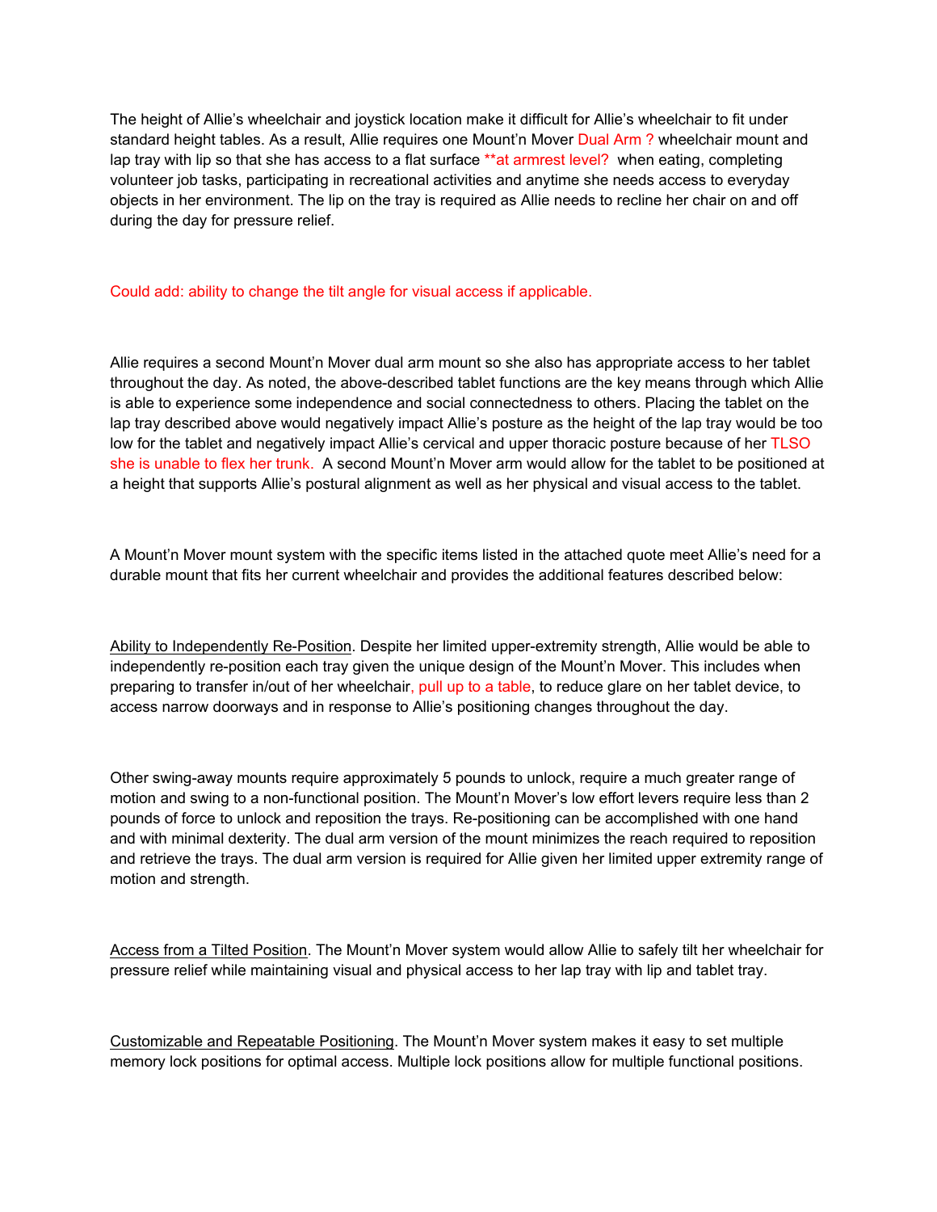The height of Allie's wheelchair and joystick location make it difficult for Allie's wheelchair to fit under standard height tables. As a result, Allie requires one Mount'n Mover Dual Arm ? wheelchair mount and lap tray with lip so that she has access to a flat surface **at armrest level? when eating, completing volunteer job tasks, participating in recreational activities and anytime she needs access to everyday objects in her environment. The lip on the tray is required as Allie needs to recline her chair on and off during the day for pressure relief.

Could add: ability to change the tilt angle for visual access if applicable.

Allie requires a second Mount'n Mover dual arm mount so she also has appropriate access to her tablet throughout the day. As noted, the above-described tablet functions are the key means through which Allie is able to experience some independence and social connectedness to others. Placing the tablet on the lap tray described above would negatively impact Allie's posture as the height of the lap tray would be too low for the tablet and negatively impact Allie's cervical and upper thoracic posture because of her TLSO she is unable to flex her trunk. A second Mount'n Mover arm would allow for the tablet to be positioned at a height that supports Allie's postural alignment as well as her physical and visual access to the tablet.

A Mount'n Mover mount system with the specific items listed in the attached quote meet Allie's need for a durable mount that fits her current wheelchair and provides the additional features described below:

<u>Ability to Independently Re-Position</u>. Despite her limited upper-extremity strength, Allie would be able to independently re-position each tray given the unique design of the Mount'n Mover. This includes when preparing to transfer in/out of her wheelchair, pull up to a table, to reduce glare on her tablet device, to access narrow doorways and in response to Allie's positioning changes throughout the day.

Other swing-away mounts require approximately 5 pounds to unlock, require a much greater range of motion and swing to a non-functional position. The Mount'n Mover's low effort levers require less than 2 pounds of force to unlock and reposition the trays. Re-positioning can be accomplished with one hand and with minimal dexterity. The dual arm version of the mount minimizes the reach required to reposition and retrieve the trays. The dual arm version is required for Allie given her limited upper extremity range of motion and strength.

<u>Access from a Tilted Position</u>. The Mount'n Mover system would allow Allie to safely tilt her wheelchair for pressure relief while maintaining visual and physical access to her lap tray with lip and tablet tray.

<u>Customizable and Repeatable Positioning</u>. The Mount'n Mover system makes it easy to set multiple memory lock positions for optimal access. Multiple lock positions allow for multiple functional positions.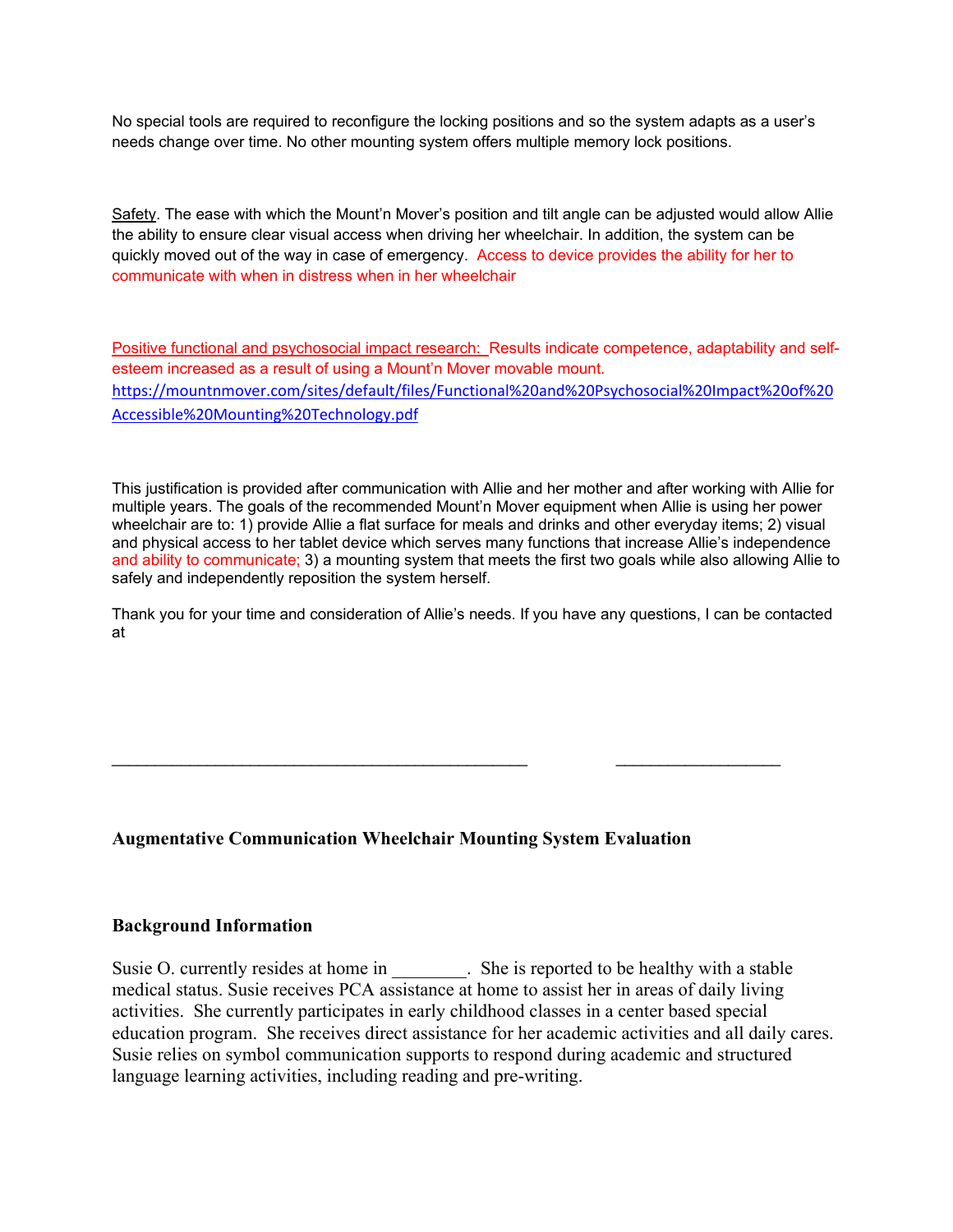No special tools are required to reconfigure the locking positions and so the system adapts as a user's needs change over time. No other mounting system offers multiple memory lock positions.

Safety. The ease with which the Mount'n Mover's position and tilt angle can be adjusted would allow Allie the ability to ensure clear visual access when driving her wheelchair. In addition, the system can be quickly moved out of the way in case of emergency. Access to device provides the ability for her to communicate with when in distress when in her wheelchair

Positive functional and psychosocial impact research: Results indicate competence, adaptability and self-esteem increased as a result of using a Mount'n Mover movable mount. https://mountnmover.com/sites/default/files/Functional%20and%20Psychosocial%20Impact%20of%20Accessible%20Mounting%20Technology.pdf

This justification is provided after communication with Allie and her mother and after working with Allie for multiple years. The goals of the recommended Mount'n Mover equipment when Allie is using her power wheelchair are to: 1) provide Allie a flat surface for meals and drinks and other everyday items; 2) visual and physical access to her tablet device which serves many functions that increase Allie's independence and ability to communicate; 3) a mounting system that meets the first two goals while also allowing Allie to safely and independently reposition the system herself.

Thank you for your time and consideration of Allie's needs. If you have any questions, I can be contacted at

_______________________________________________ __________________

**Augmentative Communication Wheelchair Mounting System Evaluation**

**Background Information**

Susie O. currently resides at home in ________. She is reported to be healthy with a stable medical status. Susie receives PCA assistance at home to assist her in areas of daily living activities. She currently participates in early childhood classes in a center based special education program. She receives direct assistance for her academic activities and all daily cares. Susie relies on symbol communication supports to respond during academic and structured language learning activities, including reading and pre-writing.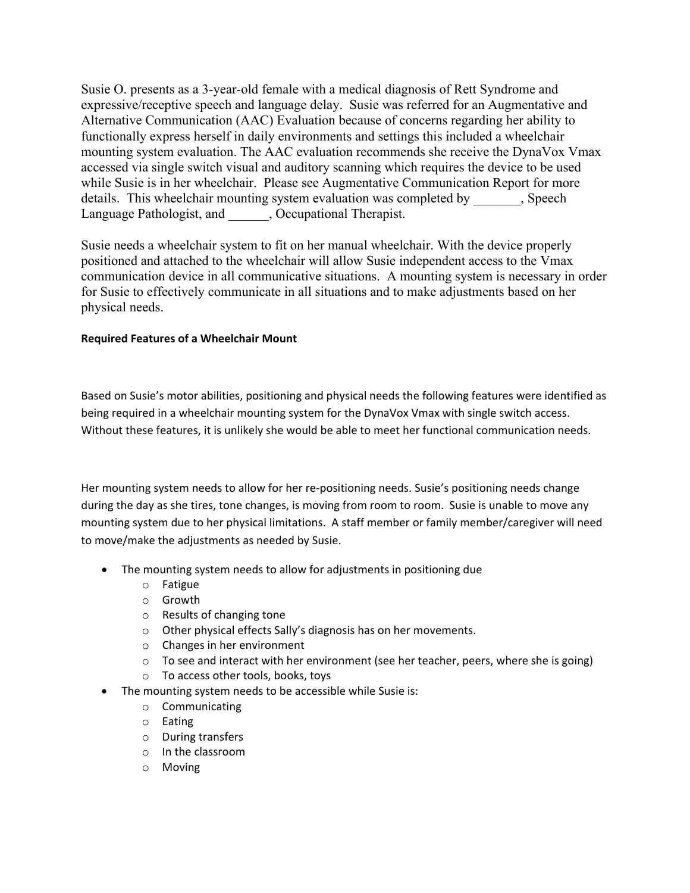Susie O. presents as a 3-year-old female with a medical diagnosis of Rett Syndrome and expressive/receptive speech and language delay. Susie was referred for an Augmentative and Alternative Communication (AAC) Evaluation because of concerns regarding her ability to functionally express herself in daily environments and settings this included a wheelchair mounting system evaluation. The AAC evaluation recommends she receive the DynaVox Vmax accessed via single switch visual and auditory scanning which requires the device to be used while Susie is in her wheelchair. Please see Augmentative Communication Report for more details. This wheelchair mounting system evaluation was completed by _______, Speech Language Pathologist, and ______, Occupational Therapist.

Susie needs a wheelchair system to fit on her manual wheelchair. With the device properly positioned and attached to the wheelchair will allow Susie independent access to the Vmax communication device in all communicative situations. A mounting system is necessary in order for Susie to effectively communicate in all situations and to make adjustments based on her physical needs.

**Required Features of a Wheelchair Mount**

Based on Susie's motor abilities, positioning and physical needs the following features were identified as being required in a wheelchair mounting system for the DynaVox Vmax with single switch access. Without these features, it is unlikely she would be able to meet her functional communication needs.

Her mounting system needs to allow for her re-positioning needs. Susie's positioning needs change during the day as she tires, tone changes, is moving from room to room. Susie is unable to move any mounting system due to her physical limitations. A staff member or family member/caregiver will need to move/make the adjustments as needed by Susie.

- The mounting system needs to allow for adjustments in positioning due
  - Fatigue
  - Growth
  - Results of changing tone
  - Other physical effects Sally's diagnosis has on her movements.
  - Changes in her environment
  - To see and interact with her environment (see her teacher, peers, where she is going)
  - To access other tools, books, toys
- The mounting system needs to be accessible while Susie is:
  - Communicating
  - Eating
  - During transfers
  - In the classroom
  - Moving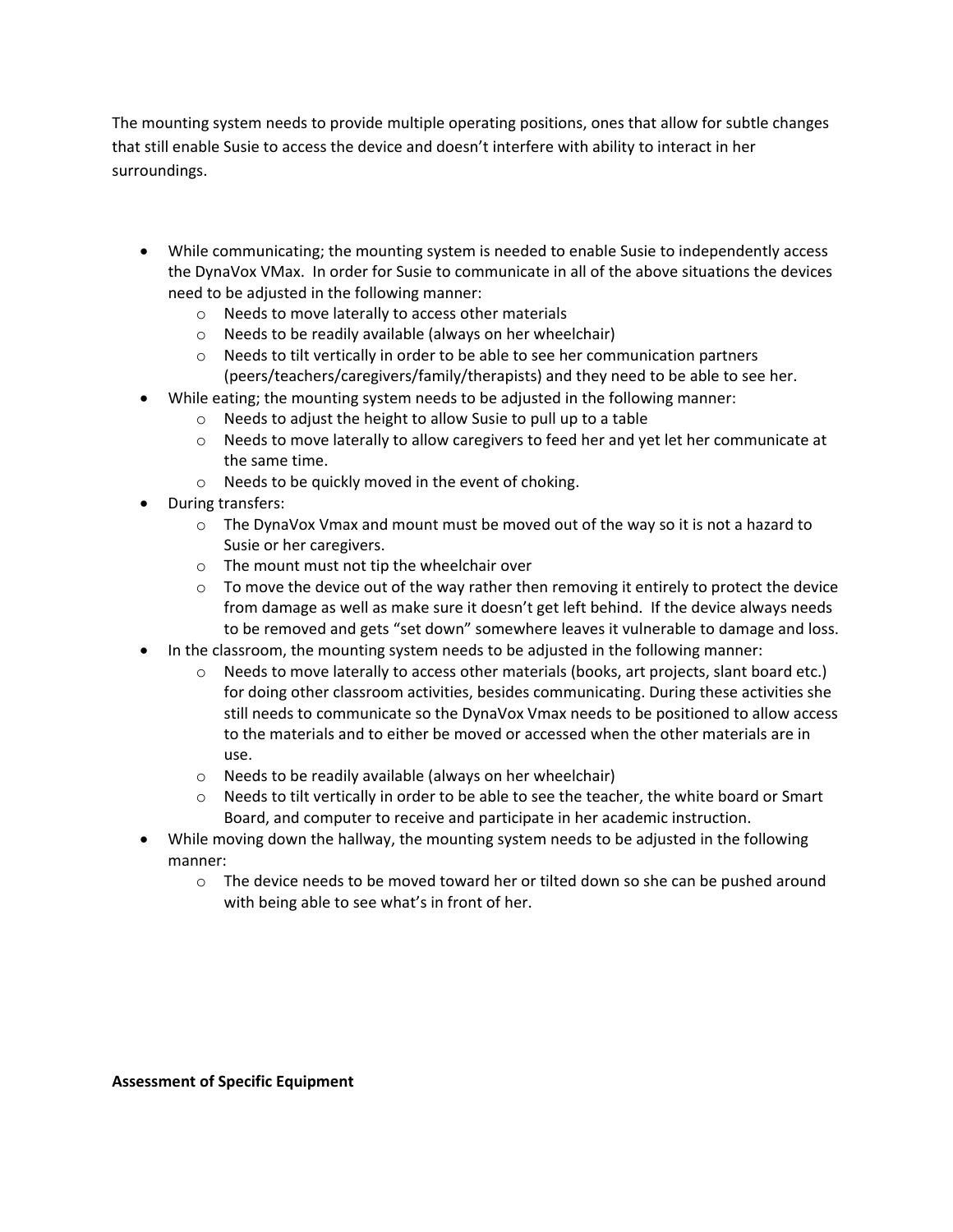The mounting system needs to provide multiple operating positions, ones that allow for subtle changes that still enable Susie to access the device and doesn't interfere with ability to interact in her surroundings.

- While communicating; the mounting system is needed to enable Susie to independently access the DynaVox VMax. In order for Susie to communicate in all of the above situations the devices need to be adjusted in the following manner:
  - Needs to move laterally to access other materials
  - Needs to be readily available (always on her wheelchair)
  - Needs to tilt vertically in order to be able to see her communication partners (peers/teachers/caregivers/family/therapists) and they need to be able to see her.
- While eating; the mounting system needs to be adjusted in the following manner:
  - Needs to adjust the height to allow Susie to pull up to a table
  - Needs to move laterally to allow caregivers to feed her and yet let her communicate at the same time.
  - Needs to be quickly moved in the event of choking.
- During transfers:
  - The DynaVox Vmax and mount must be moved out of the way so it is not a hazard to Susie or her caregivers.
  - The mount must not tip the wheelchair over
  - To move the device out of the way rather then removing it entirely to protect the device from damage as well as make sure it doesn't get left behind. If the device always needs to be removed and gets "set down" somewhere leaves it vulnerable to damage and loss.
- In the classroom, the mounting system needs to be adjusted in the following manner:
  - Needs to move laterally to access other materials (books, art projects, slant board etc.) for doing other classroom activities, besides communicating. During these activities she still needs to communicate so the DynaVox Vmax needs to be positioned to allow access to the materials and to either be moved or accessed when the other materials are in use.
  - Needs to be readily available (always on her wheelchair)
  - Needs to tilt vertically in order to be able to see the teacher, the white board or Smart Board, and computer to receive and participate in her academic instruction.
- While moving down the hallway, the mounting system needs to be adjusted in the following manner:
  - The device needs to be moved toward her or tilted down so she can be pushed around with being able to see what's in front of her.

**Assessment of Specific Equipment**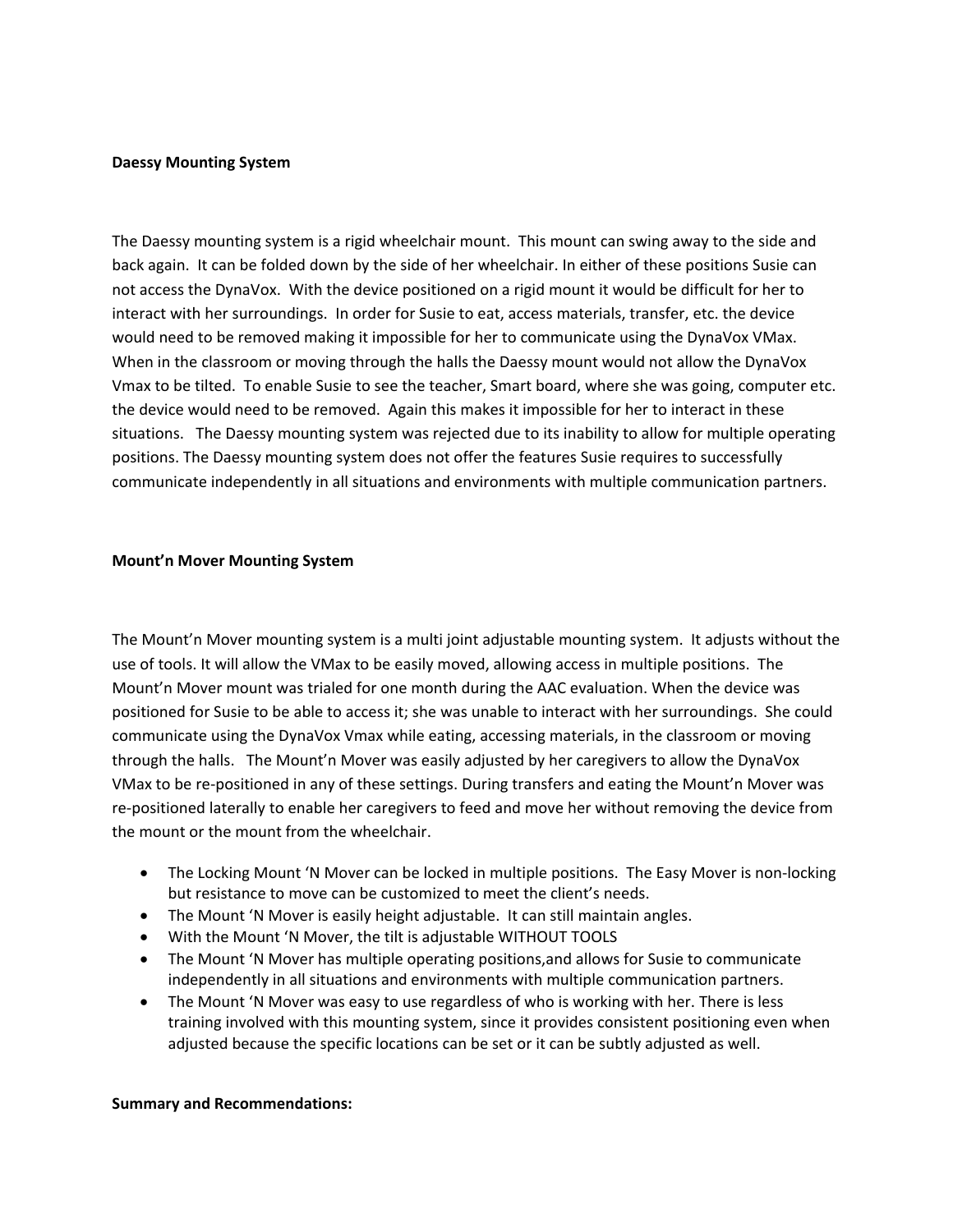**Daessy Mounting System**

The Daessy mounting system is a rigid wheelchair mount. This mount can swing away to the side and back again. It can be folded down by the side of her wheelchair. In either of these positions Susie can not access the DynaVox. With the device positioned on a rigid mount it would be difficult for her to interact with her surroundings. In order for Susie to eat, access materials, transfer, etc. the device would need to be removed making it impossible for her to communicate using the DynaVox VMax. When in the classroom or moving through the halls the Daessy mount would not allow the DynaVox Vmax to be tilted. To enable Susie to see the teacher, Smart board, where she was going, computer etc. the device would need to be removed. Again this makes it impossible for her to interact in these situations. The Daessy mounting system was rejected due to its inability to allow for multiple operating positions. The Daessy mounting system does not offer the features Susie requires to successfully communicate independently in all situations and environments with multiple communication partners.

**Mount'n Mover Mounting System**

The Mount'n Mover mounting system is a multi joint adjustable mounting system. It adjusts without the use of tools. It will allow the VMax to be easily moved, allowing access in multiple positions. The Mount'n Mover mount was trialed for one month during the AAC evaluation. When the device was positioned for Susie to be able to access it; she was unable to interact with her surroundings. She could communicate using the DynaVox Vmax while eating, accessing materials, in the classroom or moving through the halls. The Mount'n Mover was easily adjusted by her caregivers to allow the DynaVox VMax to be re-positioned in any of these settings. During transfers and eating the Mount'n Mover was re-positioned laterally to enable her caregivers to feed and move her without removing the device from the mount or the mount from the wheelchair.

- The Locking Mount 'N Mover can be locked in multiple positions. The Easy Mover is non-locking but resistance to move can be customized to meet the client's needs.
- The Mount 'N Mover is easily height adjustable. It can still maintain angles.
- With the Mount 'N Mover, the tilt is adjustable WITHOUT TOOLS
- The Mount 'N Mover has multiple operating positions,and allows for Susie to communicate independently in all situations and environments with multiple communication partners.
- The Mount 'N Mover was easy to use regardless of who is working with her. There is less training involved with this mounting system, since it provides consistent positioning even when adjusted because the specific locations can be set or it can be subtly adjusted as well.

**Summary and Recommendations:**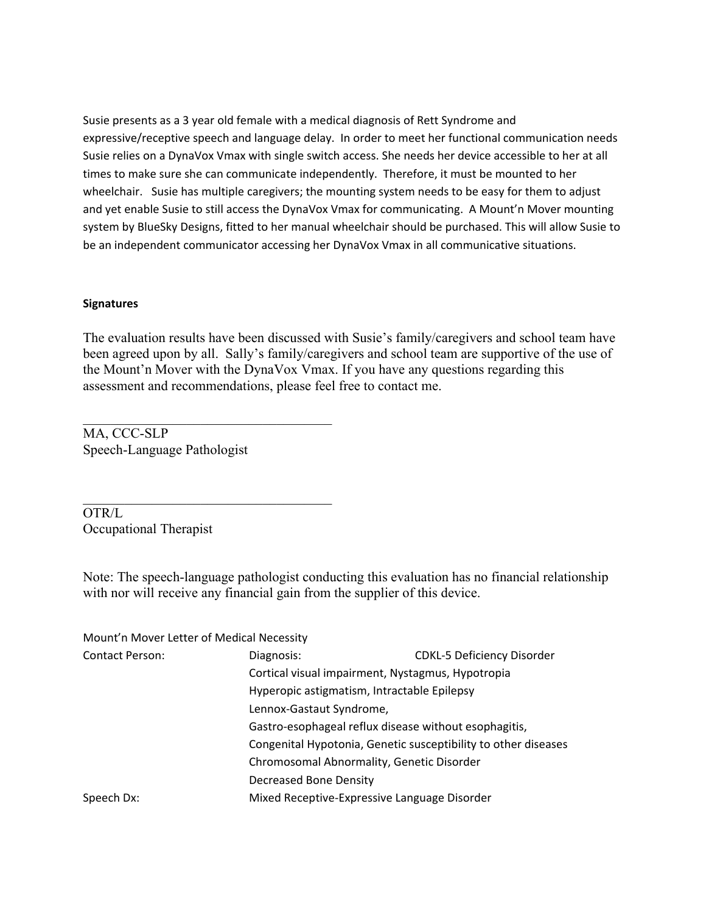Susie presents as a 3 year old female with a medical diagnosis of Rett Syndrome and expressive/receptive speech and language delay. In order to meet her functional communication needs Susie relies on a DynaVox Vmax with single switch access. She needs her device accessible to her at all times to make sure she can communicate independently. Therefore, it must be mounted to her wheelchair. Susie has multiple caregivers; the mounting system needs to be easy for them to adjust and yet enable Susie to still access the DynaVox Vmax for communicating. A Mount'n Mover mounting system by BlueSky Designs, fitted to her manual wheelchair should be purchased. This will allow Susie to be an independent communicator accessing her DynaVox Vmax in all communicative situations.

**Signatures**

The evaluation results have been discussed with Susie's family/caregivers and school team have been agreed upon by all. Sally's family/caregivers and school team are supportive of the use of the Mount'n Mover with the DynaVox Vmax. If you have any questions regarding this assessment and recommendations, please feel free to contact me.

\_\_\_\_\_\_\_\_\_\_\_\_\_\_\_\_\_\_\_\_\_\_\_\_\_\_\_\_\_\_\_\_\_\_\_

MA, CCC-SLP
Speech-Language Pathologist

\_\_\_\_\_\_\_\_\_\_\_\_\_\_\_\_\_\_\_\_\_\_\_\_\_\_\_\_\_\_\_\_\_\_\_

OTR/L
Occupational Therapist

Note: The speech-language pathologist conducting this evaluation has no financial relationship with nor will receive any financial gain from the supplier of this device.

Mount'n Mover Letter of Medical Necessity

Contact Person:

Diagnosis: CDKL-5 Deficiency Disorder
Cortical visual impairment, Nystagmus, Hypotropia
Hyperopic astigmatism, Intractable Epilepsy
Lennox-Gastaut Syndrome,
Gastro-esophageal reflux disease without esophagitis,
Congenital Hypotonia, Genetic susceptibility to other diseases
Chromosomal Abnormality, Genetic Disorder
Decreased Bone Density

Speech Dx: Mixed Receptive-Expressive Language Disorder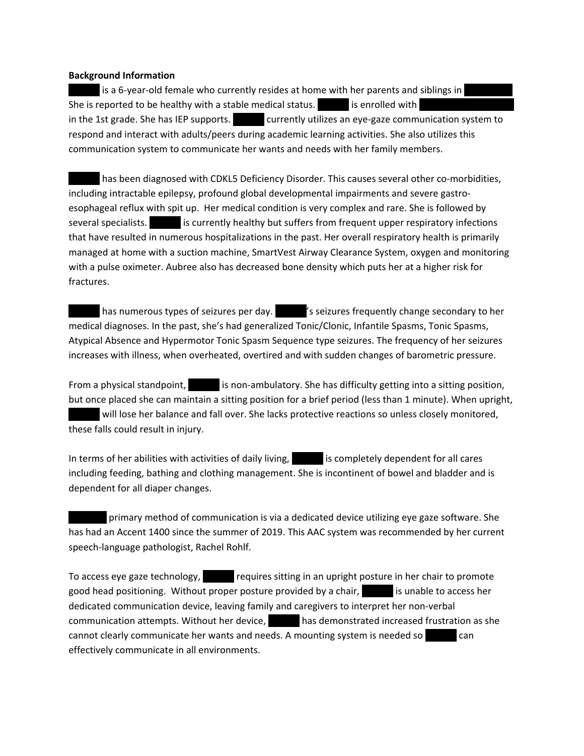**Background Information**

[REDACTED] is a 6-year-old female who currently resides at home with her parents and siblings in [REDACTED] She is reported to be healthy with a stable medical status. [REDACTED] is enrolled with [REDACTED] in the 1st grade. She has IEP supports. [REDACTED] currently utilizes an eye-gaze communication system to respond and interact with adults/peers during academic learning activities. She also utilizes this communication system to communicate her wants and needs with her family members.

[REDACTED] has been diagnosed with CDKL5 Deficiency Disorder. This causes several other co-morbidities, including intractable epilepsy, profound global developmental impairments and severe gastro-esophageal reflux with spit up. Her medical condition is very complex and rare. She is followed by several specialists. [REDACTED] is currently healthy but suffers from frequent upper respiratory infections that have resulted in numerous hospitalizations in the past. Her overall respiratory health is primarily managed at home with a suction machine, SmartVest Airway Clearance System, oxygen and monitoring with a pulse oximeter. Aubree also has decreased bone density which puts her at a higher risk for fractures.

[REDACTED] has numerous types of seizures per day. [REDACTED]'s seizures frequently change secondary to her medical diagnoses. In the past, she's had generalized Tonic/Clonic, Infantile Spasms, Tonic Spasms, Atypical Absence and Hypermotor Tonic Spasm Sequence type seizures. The frequency of her seizures increases with illness, when overheated, overtired and with sudden changes of barometric pressure.

From a physical standpoint, [REDACTED] is non-ambulatory. She has difficulty getting into a sitting position, but once placed she can maintain a sitting position for a brief period (less than 1 minute). When upright, [REDACTED] will lose her balance and fall over. She lacks protective reactions so unless closely monitored, these falls could result in injury.

In terms of her abilities with activities of daily living, [REDACTED] is completely dependent for all cares including feeding, bathing and clothing management. She is incontinent of bowel and bladder and is dependent for all diaper changes.

[REDACTED] primary method of communication is via a dedicated device utilizing eye gaze software. She has had an Accent 1400 since the summer of 2019. This AAC system was recommended by her current speech-language pathologist, Rachel Rohlf.

To access eye gaze technology, [REDACTED] requires sitting in an upright posture in her chair to promote good head positioning. Without proper posture provided by a chair, [REDACTED] is unable to access her dedicated communication device, leaving family and caregivers to interpret her non-verbal communication attempts. Without her device, [REDACTED] has demonstrated increased frustration as she cannot clearly communicate her wants and needs. A mounting system is needed so [REDACTED] can effectively communicate in all environments.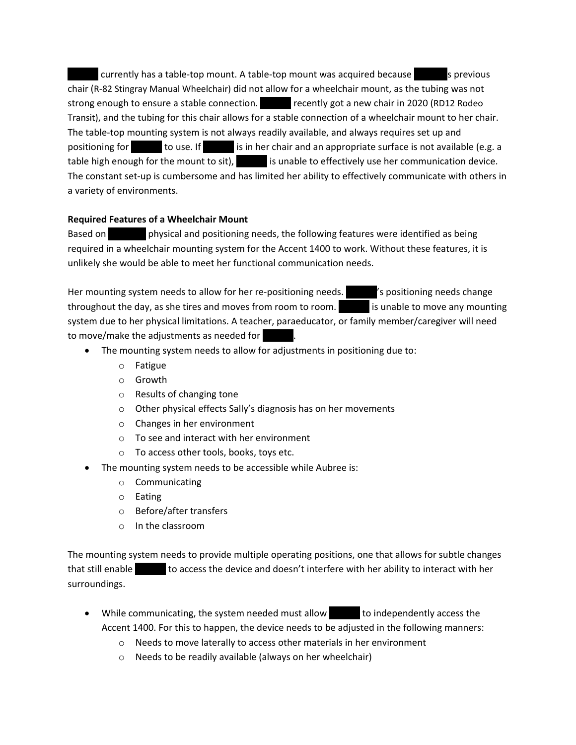[REDACTED] currently has a table-top mount. A table-top mount was acquired because [REDACTED]s previous chair (R-82 Stingray Manual Wheelchair) did not allow for a wheelchair mount, as the tubing was not strong enough to ensure a stable connection. [REDACTED] recently got a new chair in 2020 (RD12 Rodeo Transit), and the tubing for this chair allows for a stable connection of a wheelchair mount to her chair. The table-top mounting system is not always readily available, and always requires set up and positioning for [REDACTED] to use. If [REDACTED] is in her chair and an appropriate surface is not available (e.g. a table high enough for the mount to sit), [REDACTED] is unable to effectively use her communication device. The constant set-up is cumbersome and has limited her ability to effectively communicate with others in a variety of environments.

**Required Features of a Wheelchair Mount**

Based on [REDACTED] physical and positioning needs, the following features were identified as being required in a wheelchair mounting system for the Accent 1400 to work. Without these features, it is unlikely she would be able to meet her functional communication needs.

Her mounting system needs to allow for her re-positioning needs. [REDACTED]'s positioning needs change throughout the day, as she tires and moves from room to room. [REDACTED] is unable to move any mounting system due to her physical limitations. A teacher, paraeducator, or family member/caregiver will need to move/make the adjustments as needed for [REDACTED].

- The mounting system needs to allow for adjustments in positioning due to:
  - Fatigue
  - Growth
  - Results of changing tone
  - Other physical effects Sally's diagnosis has on her movements
  - Changes in her environment
  - To see and interact with her environment
  - To access other tools, books, toys etc.
- The mounting system needs to be accessible while Aubree is:
  - Communicating
  - Eating
  - Before/after transfers
  - In the classroom

The mounting system needs to provide multiple operating positions, one that allows for subtle changes that still enable [REDACTED] to access the device and doesn't interfere with her ability to interact with her surroundings.

- While communicating, the system needed must allow [REDACTED] to independently access the Accent 1400. For this to happen, the device needs to be adjusted in the following manners:
  - Needs to move laterally to access other materials in her environment
  - Needs to be readily available (always on her wheelchair)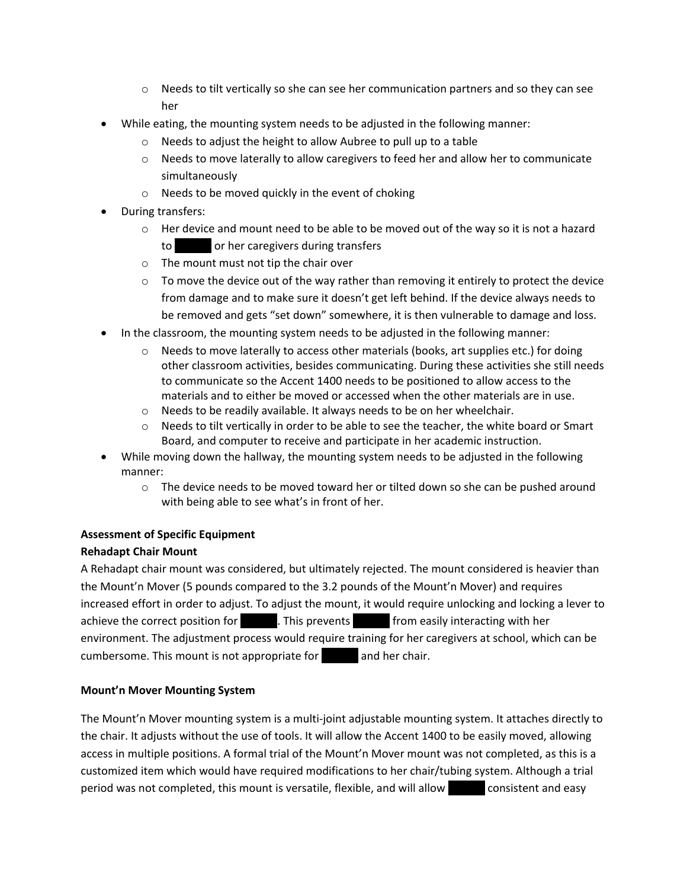- Needs to tilt vertically so she can see her communication partners and so they can see her
- While eating, the mounting system needs to be adjusted in the following manner:
  - Needs to adjust the height to allow Aubree to pull up to a table
  - Needs to move laterally to allow caregivers to feed her and allow her to communicate simultaneously
  - Needs to be moved quickly in the event of choking
- During transfers:
  - Her device and mount need to be able to be moved out of the way so it is not a hazard to ▇▇▇ or her caregivers during transfers
  - The mount must not tip the chair over
  - To move the device out of the way rather than removing it entirely to protect the device from damage and to make sure it doesn't get left behind. If the device always needs to be removed and gets "set down" somewhere, it is then vulnerable to damage and loss.
- In the classroom, the mounting system needs to be adjusted in the following manner:
  - Needs to move laterally to access other materials (books, art supplies etc.) for doing other classroom activities, besides communicating. During these activities she still needs to communicate so the Accent 1400 needs to be positioned to allow access to the materials and to either be moved or accessed when the other materials are in use.
  - Needs to be readily available. It always needs to be on her wheelchair.
  - Needs to tilt vertically in order to be able to see the teacher, the white board or Smart Board, and computer to receive and participate in her academic instruction.
- While moving down the hallway, the mounting system needs to be adjusted in the following manner:
  - The device needs to be moved toward her or tilted down so she can be pushed around with being able to see what's in front of her.

**Assessment of Specific Equipment**

**Rehadapt Chair Mount**

A Rehadapt chair mount was considered, but ultimately rejected. The mount considered is heavier than the Mount'n Mover (5 pounds compared to the 3.2 pounds of the Mount'n Mover) and requires increased effort in order to adjust. To adjust the mount, it would require unlocking and locking a lever to achieve the correct position for ▇▇▇. This prevents ▇▇▇ from easily interacting with her environment. The adjustment process would require training for her caregivers at school, which can be cumbersome. This mount is not appropriate for ▇▇▇ and her chair.

**Mount'n Mover Mounting System**

The Mount'n Mover mounting system is a multi-joint adjustable mounting system. It attaches directly to the chair. It adjusts without the use of tools. It will allow the Accent 1400 to be easily moved, allowing access in multiple positions. A formal trial of the Mount'n Mover mount was not completed, as this is a customized item which would have required modifications to her chair/tubing system. Although a trial period was not completed, this mount is versatile, flexible, and will allow ▇▇▇ consistent and easy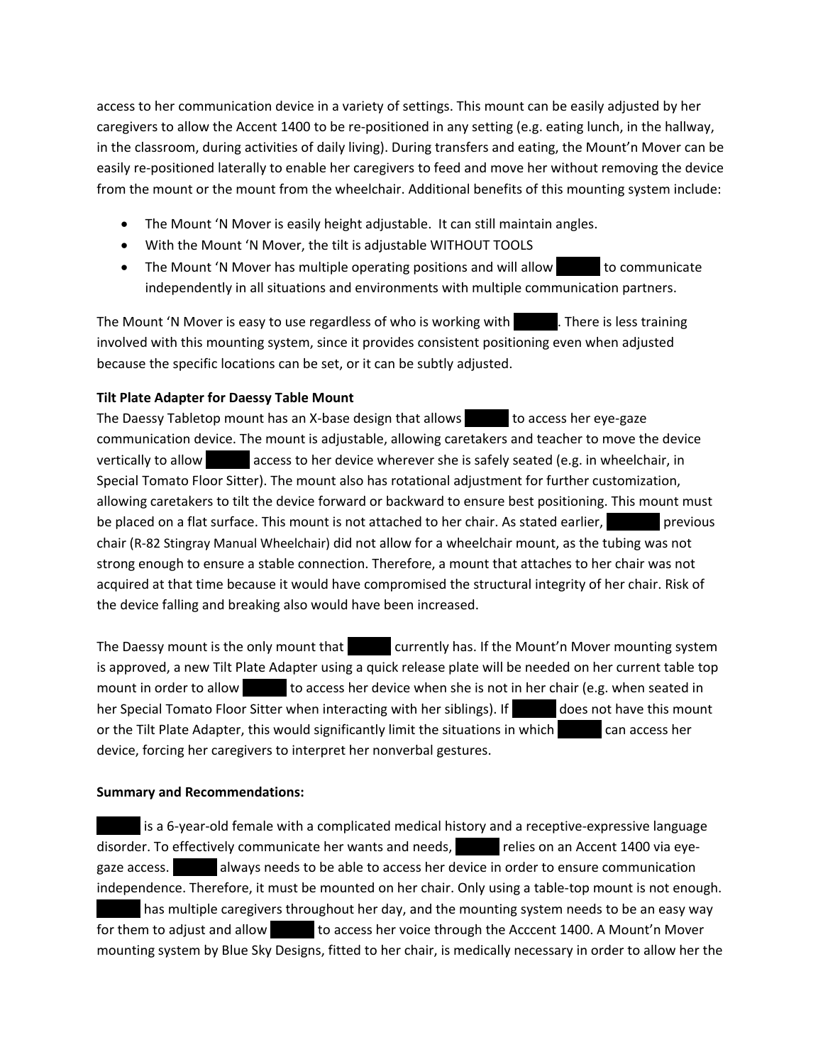access to her communication device in a variety of settings. This mount can be easily adjusted by her caregivers to allow the Accent 1400 to be re-positioned in any setting (e.g. eating lunch, in the hallway, in the classroom, during activities of daily living). During transfers and eating, the Mount'n Mover can be easily re-positioned laterally to enable her caregivers to feed and move her without removing the device from the mount or the mount from the wheelchair. Additional benefits of this mounting system include:

- The Mount 'N Mover is easily height adjustable. It can still maintain angles.
- With the Mount 'N Mover, the tilt is adjustable WITHOUT TOOLS
- The Mount 'N Mover has multiple operating positions and will allow ██████ to communicate independently in all situations and environments with multiple communication partners.

The Mount 'N Mover is easy to use regardless of who is working with ██████. There is less training involved with this mounting system, since it provides consistent positioning even when adjusted because the specific locations can be set, or it can be subtly adjusted.

**Tilt Plate Adapter for Daessy Table Mount**

The Daessy Tabletop mount has an X-base design that allows ██████ to access her eye-gaze communication device. The mount is adjustable, allowing caretakers and teacher to move the device vertically to allow ██████ access to her device wherever she is safely seated (e.g. in wheelchair, in Special Tomato Floor Sitter). The mount also has rotational adjustment for further customization, allowing caretakers to tilt the device forward or backward to ensure best positioning. This mount must be placed on a flat surface. This mount is not attached to her chair. As stated earlier, ██████ previous chair (R-82 Stingray Manual Wheelchair) did not allow for a wheelchair mount, as the tubing was not strong enough to ensure a stable connection. Therefore, a mount that attaches to her chair was not acquired at that time because it would have compromised the structural integrity of her chair. Risk of the device falling and breaking also would have been increased.

The Daessy mount is the only mount that ██████ currently has. If the Mount'n Mover mounting system is approved, a new Tilt Plate Adapter using a quick release plate will be needed on her current table top mount in order to allow ██████ to access her device when she is not in her chair (e.g. when seated in her Special Tomato Floor Sitter when interacting with her siblings). If ██████ does not have this mount or the Tilt Plate Adapter, this would significantly limit the situations in which ██████ can access her device, forcing her caregivers to interpret her nonverbal gestures.

**Summary and Recommendations:**

██████ is a 6-year-old female with a complicated medical history and a receptive-expressive language disorder. To effectively communicate her wants and needs, ██████ relies on an Accent 1400 via eye-gaze access. ██████ always needs to be able to access her device in order to ensure communication independence. Therefore, it must be mounted on her chair. Only using a table-top mount is not enough. ██████ has multiple caregivers throughout her day, and the mounting system needs to be an easy way for them to adjust and allow ██████ to access her voice through the Acccent 1400. A Mount'n Mover mounting system by Blue Sky Designs, fitted to her chair, is medically necessary in order to allow her the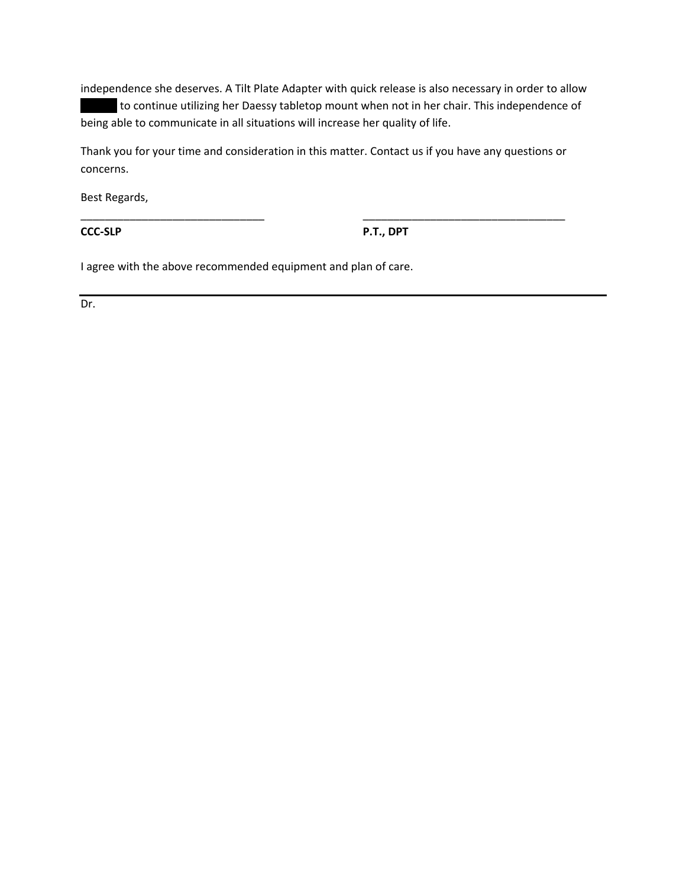independence she deserves. A Tilt Plate Adapter with quick release is also necessary in order to allow ███ to continue utilizing her Daessy tabletop mount when not in her chair. This independence of being able to communicate in all situations will increase her quality of life.

Thank you for your time and consideration in this matter. Contact us if you have any questions or concerns.

Best Regards,

| | |
|---|---|
| _______________________________ | ___________________________________ |
| **CCC-SLP** | **P.T., DPT** |

I agree with the above recommended equipment and plan of care.

---

Dr.